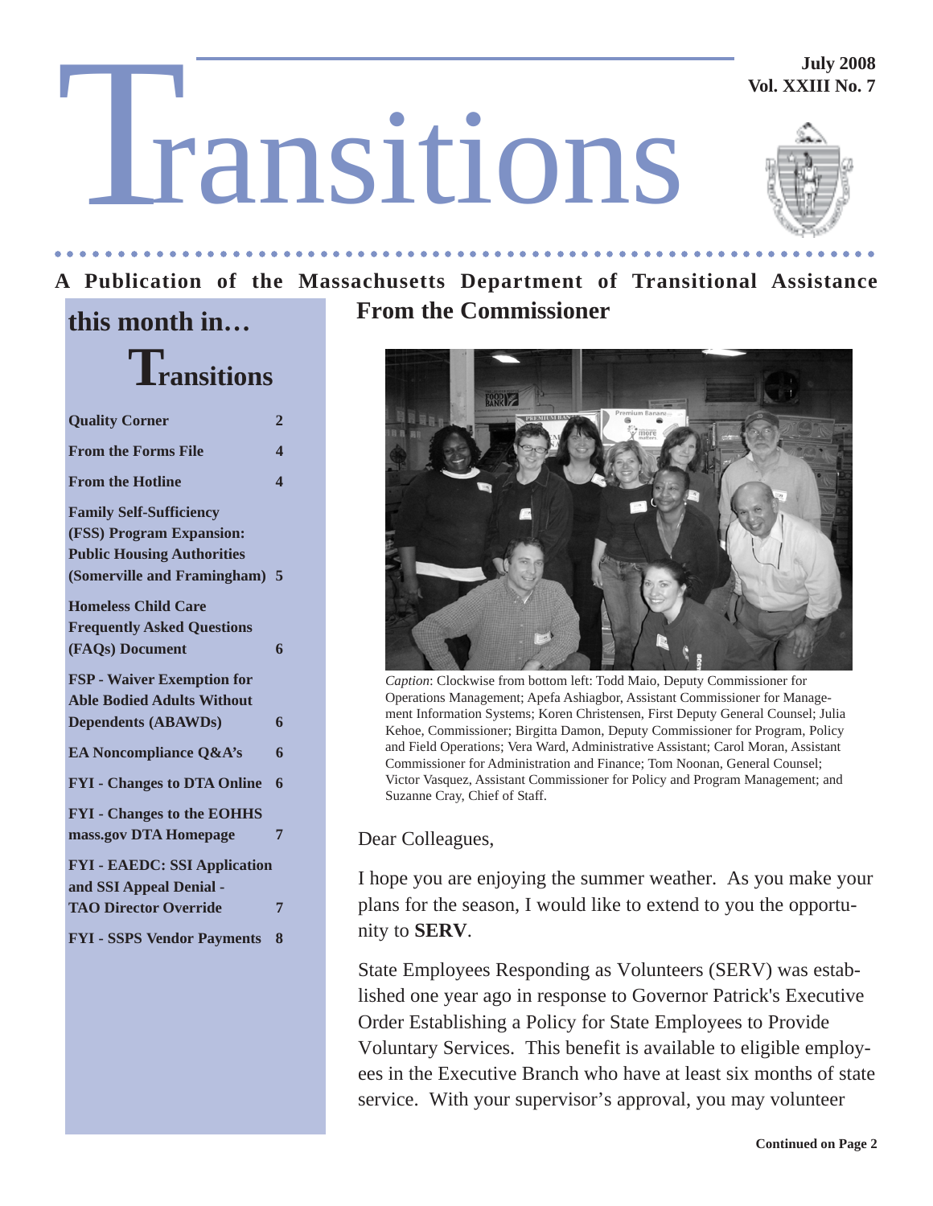# Transitions

July 2008
Vol. XXIII No. 7

**A Publication of the Massachusetts Department of Transitional Assistance**

## this month in… Transitions

| | |
|---|---|
| **Quality Corner** | **2** |
| **From the Forms File** | **4** |
| **From the Hotline** | **4** |
| **Family Self-Sufficiency (FSS) Program Expansion: Public Housing Authorities (Somerville and Framingham)** | **5** |
| **Homeless Child Care Frequently Asked Questions (FAQs) Document** | **6** |
| **FSP - Waiver Exemption for Able Bodied Adults Without Dependents (ABAWDs)** | **6** |
| **EA Noncompliance Q&A's** | **6** |
| **FYI - Changes to DTA Online** | **6** |
| **FYI - Changes to the EOHHS mass.gov DTA Homepage** | **7** |
| **FYI - EAEDC: SSI Application and SSI Appeal Denial - TAO Director Override** | **7** |
| **FYI - SSPS Vendor Payments** | **8** |

## From the Commissioner

*Caption*: Clockwise from bottom left: Todd Maio, Deputy Commissioner for Operations Management; Apefa Ashiagbor, Assistant Commissioner for Management Information Systems; Koren Christensen, First Deputy General Counsel; Julia Kehoe, Commissioner; Birgitta Damon, Deputy Commissioner for Program, Policy and Field Operations; Vera Ward, Administrative Assistant; Carol Moran, Assistant Commissioner for Administration and Finance; Tom Noonan, General Counsel; Victor Vasquez, Assistant Commissioner for Policy and Program Management; and Suzanne Cray, Chief of Staff.

Dear Colleagues,

I hope you are enjoying the summer weather. As you make your plans for the season, I would like to extend to you the opportunity to **SERV**.

State Employees Responding as Volunteers (SERV) was established one year ago in response to Governor Patrick's Executive Order Establishing a Policy for State Employees to Provide Voluntary Services. This benefit is available to eligible employees in the Executive Branch who have at least six months of state service. With your supervisor's approval, you may volunteer

**Continued on Page 2**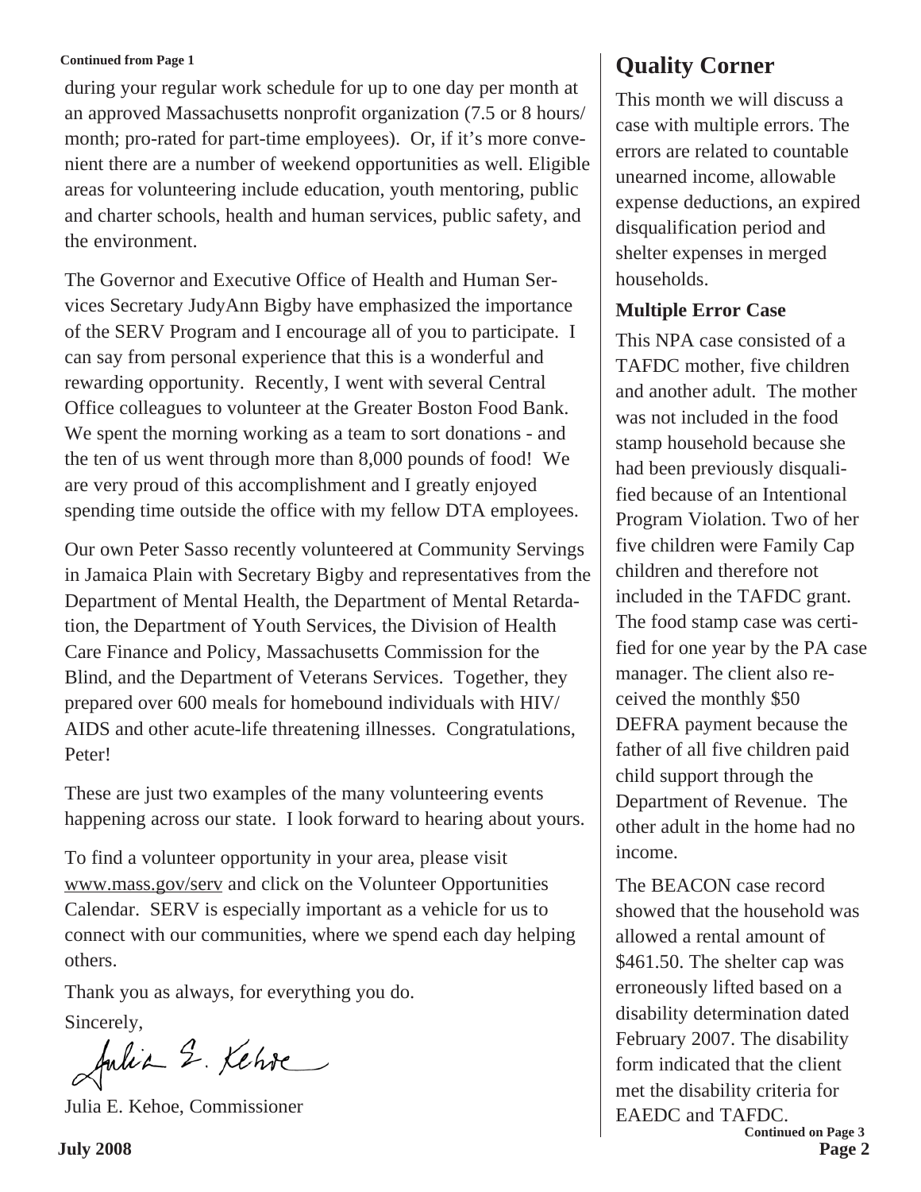**Continued from Page 1**

during your regular work schedule for up to one day per month at an approved Massachusetts nonprofit organization (7.5 or 8 hours/ month; pro-rated for part-time employees). Or, if it's more convenient there are a number of weekend opportunities as well. Eligible areas for volunteering include education, youth mentoring, public and charter schools, health and human services, public safety, and the environment.

The Governor and Executive Office of Health and Human Services Secretary JudyAnn Bigby have emphasized the importance of the SERV Program and I encourage all of you to participate. I can say from personal experience that this is a wonderful and rewarding opportunity. Recently, I went with several Central Office colleagues to volunteer at the Greater Boston Food Bank. We spent the morning working as a team to sort donations - and the ten of us went through more than 8,000 pounds of food! We are very proud of this accomplishment and I greatly enjoyed spending time outside the office with my fellow DTA employees.

Our own Peter Sasso recently volunteered at Community Servings in Jamaica Plain with Secretary Bigby and representatives from the Department of Mental Health, the Department of Mental Retardation, the Department of Youth Services, the Division of Health Care Finance and Policy, Massachusetts Commission for the Blind, and the Department of Veterans Services. Together, they prepared over 600 meals for homebound individuals with HIV/ AIDS and other acute-life threatening illnesses. Congratulations, Peter!

These are just two examples of the many volunteering events happening across our state. I look forward to hearing about yours.

To find a volunteer opportunity in your area, please visit www.mass.gov/serv and click on the Volunteer Opportunities Calendar. SERV is especially important as a vehicle for us to connect with our communities, where we spend each day helping others.

Thank you as always, for everything you do.

Sincerely,

Julia E. Kehoe, Commissioner

# Quality Corner

This month we will discuss a case with multiple errors. The errors are related to countable unearned income, allowable expense deductions, an expired disqualification period and shelter expenses in merged households.

### Multiple Error Case

This NPA case consisted of a TAFDC mother, five children and another adult. The mother was not included in the food stamp household because she had been previously disqualified because of an Intentional Program Violation. Two of her five children were Family Cap children and therefore not included in the TAFDC grant. The food stamp case was certified for one year by the PA case manager. The client also received the monthly $50 DEFRA payment because the father of all five children paid child support through the Department of Revenue. The other adult in the home had no income.

The BEACON case record showed that the household was allowed a rental amount of $461.50. The shelter cap was erroneously lifted based on a disability determination dated February 2007. The disability form indicated that the client met the disability criteria for EAEDC and TAFDC.

**Continued on Page 3**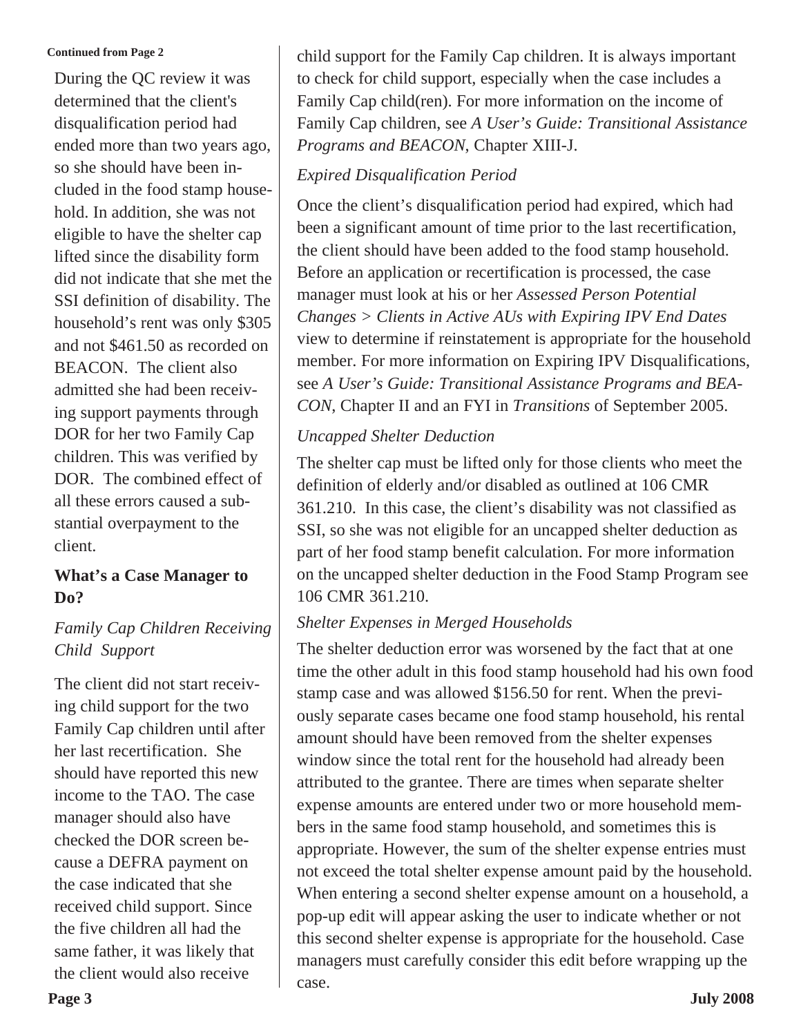**Continued from Page 2**

During the QC review it was determined that the client's disqualification period had ended more than two years ago, so she should have been included in the food stamp household. In addition, she was not eligible to have the shelter cap lifted since the disability form did not indicate that she met the SSI definition of disability. The household's rent was only $305 and not $461.50 as recorded on BEACON. The client also admitted she had been receiving support payments through DOR for her two Family Cap children. This was verified by DOR. The combined effect of all these errors caused a substantial overpayment to the client.

### What's a Case Manager to Do?

*Family Cap Children Receiving Child Support*

The client did not start receiving child support for the two Family Cap children until after her last recertification. She should have reported this new income to the TAO. The case manager should also have checked the DOR screen because a DEFRA payment on the case indicated that she received child support. Since the five children all had the same father, it was likely that the client would also receive child support for the Family Cap children. It is always important to check for child support, especially when the case includes a Family Cap child(ren). For more information on the income of Family Cap children, see *A User's Guide: Transitional Assistance Programs and BEACON*, Chapter XIII-J.

*Expired Disqualification Period*

Once the client's disqualification period had expired, which had been a significant amount of time prior to the last recertification, the client should have been added to the food stamp household. Before an application or recertification is processed, the case manager must look at his or her *Assessed Person Potential Changes > Clients in Active AUs with Expiring IPV End Dates* view to determine if reinstatement is appropriate for the household member. For more information on Expiring IPV Disqualifications, see *A User's Guide: Transitional Assistance Programs and BEACON*, Chapter II and an FYI in *Transitions* of September 2005.

*Uncapped Shelter Deduction*

The shelter cap must be lifted only for those clients who meet the definition of elderly and/or disabled as outlined at 106 CMR 361.210. In this case, the client's disability was not classified as SSI, so she was not eligible for an uncapped shelter deduction as part of her food stamp benefit calculation. For more information on the uncapped shelter deduction in the Food Stamp Program see 106 CMR 361.210.

*Shelter Expenses in Merged Households*

The shelter deduction error was worsened by the fact that at one time the other adult in this food stamp household had his own food stamp case and was allowed $156.50 for rent. When the previously separate cases became one food stamp household, his rental amount should have been removed from the shelter expenses window since the total rent for the household had already been attributed to the grantee. There are times when separate shelter expense amounts are entered under two or more household members in the same food stamp household, and sometimes this is appropriate. However, the sum of the shelter expense entries must not exceed the total shelter expense amount paid by the household. When entering a second shelter expense amount on a household, a pop-up edit will appear asking the user to indicate whether or not this second shelter expense is appropriate for the household. Case managers must carefully consider this edit before wrapping up the case.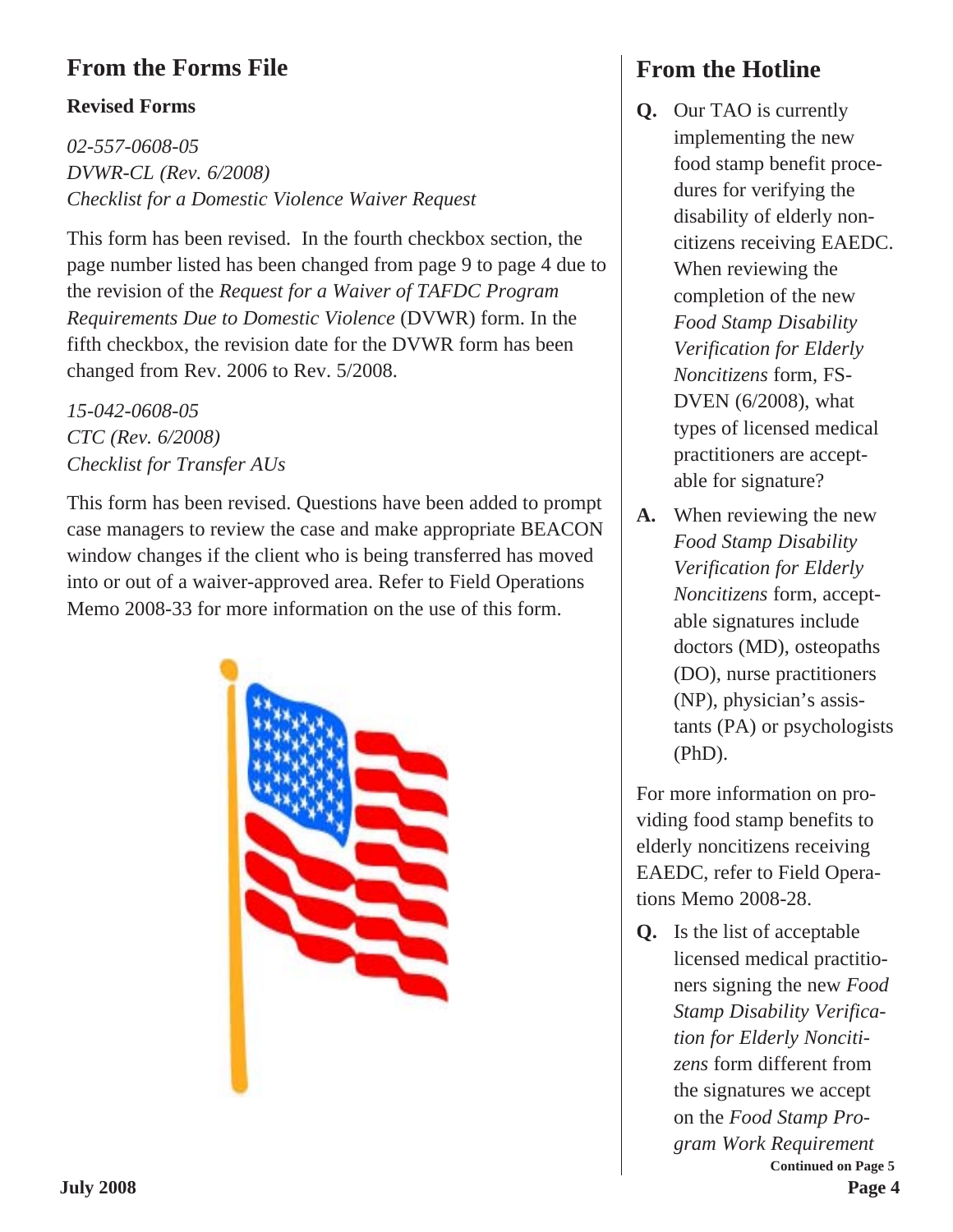## From the Forms File

### Revised Forms

*02-557-0608-05*
*DVWR-CL (Rev. 6/2008)*
*Checklist for a Domestic Violence Waiver Request*

This form has been revised. In the fourth checkbox section, the page number listed has been changed from page 9 to page 4 due to the revision of the *Request for a Waiver of TAFDC Program Requirements Due to Domestic Violence* (DVWR) form. In the fifth checkbox, the revision date for the DVWR form has been changed from Rev. 2006 to Rev. 5/2008.

*15-042-0608-05*
*CTC (Rev. 6/2008)*
*Checklist for Transfer AUs*

This form has been revised. Questions have been added to prompt case managers to review the case and make appropriate BEACON window changes if the client who is being transferred has moved into or out of a waiver-approved area. Refer to Field Operations Memo 2008-33 for more information on the use of this form.

## From the Hotline

**Q.** Our TAO is currently implementing the new food stamp benefit procedures for verifying the disability of elderly noncitizens receiving EAEDC. When reviewing the completion of the new *Food Stamp Disability Verification for Elderly Noncitizens* form, FS-DVEN (6/2008), what types of licensed medical practitioners are acceptable for signature?

**A.** When reviewing the new *Food Stamp Disability Verification for Elderly Noncitizens* form, acceptable signatures include doctors (MD), osteopaths (DO), nurse practitioners (NP), physician's assistants (PA) or psychologists (PhD).

For more information on providing food stamp benefits to elderly noncitizens receiving EAEDC, refer to Field Operations Memo 2008-28.

**Q.** Is the list of acceptable licensed medical practitioners signing the new *Food Stamp Disability Verification for Elderly Noncitizens* form different from the signatures we accept on the *Food Stamp Program Work Requirement*

**Continued on Page 5**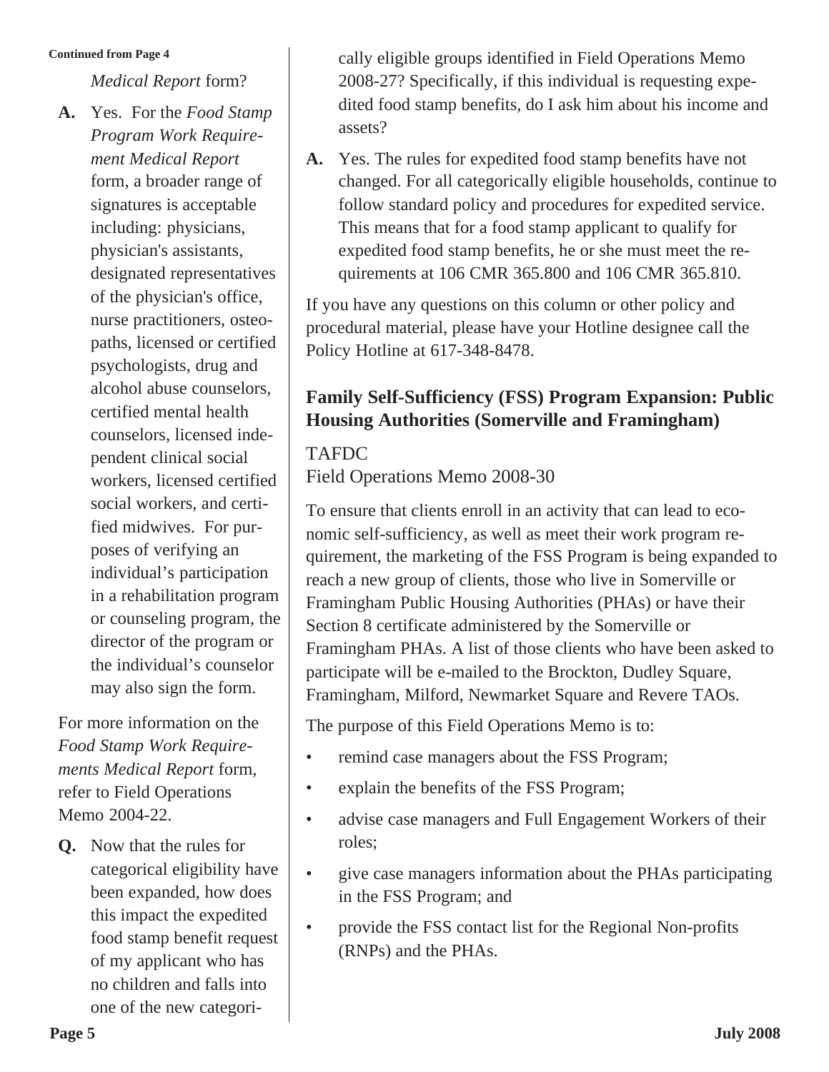Continued from Page 4

*Medical Report* form?

**A.** Yes. For the *Food Stamp Program Work Requirement Medical Report* form, a broader range of signatures is acceptable including: physicians, physician's assistants, designated representatives of the physician's office, nurse practitioners, osteopaths, licensed or certified psychologists, drug and alcohol abuse counselors, certified mental health counselors, licensed independent clinical social workers, licensed certified social workers, and certified midwives. For purposes of verifying an individual's participation in a rehabilitation program or counseling program, the director of the program or the individual's counselor may also sign the form.

For more information on the *Food Stamp Work Requirements Medical Report* form, refer to Field Operations Memo 2004-22.

**Q.** Now that the rules for categorical eligibility have been expanded, how does this impact the expedited food stamp benefit request of my applicant who has no children and falls into one of the new categorically eligible groups identified in Field Operations Memo 2008-27? Specifically, if this individual is requesting expedited food stamp benefits, do I ask him about his income and assets?

**A.** Yes. The rules for expedited food stamp benefits have not changed. For all categorically eligible households, continue to follow standard policy and procedures for expedited service. This means that for a food stamp applicant to qualify for expedited food stamp benefits, he or she must meet the requirements at 106 CMR 365.800 and 106 CMR 365.810.

If you have any questions on this column or other policy and procedural material, please have your Hotline designee call the Policy Hotline at 617-348-8478.

## Family Self-Sufficiency (FSS) Program Expansion: Public Housing Authorities (Somerville and Framingham)

TAFDC
Field Operations Memo 2008-30

To ensure that clients enroll in an activity that can lead to economic self-sufficiency, as well as meet their work program requirement, the marketing of the FSS Program is being expanded to reach a new group of clients, those who live in Somerville or Framingham Public Housing Authorities (PHAs) or have their Section 8 certificate administered by the Somerville or Framingham PHAs. A list of those clients who have been asked to participate will be e-mailed to the Brockton, Dudley Square, Framingham, Milford, Newmarket Square and Revere TAOs.

The purpose of this Field Operations Memo is to:

- remind case managers about the FSS Program;
- explain the benefits of the FSS Program;
- advise case managers and Full Engagement Workers of their roles;
- give case managers information about the PHAs participating in the FSS Program; and
- provide the FSS contact list for the Regional Non-profits (RNPs) and the PHAs.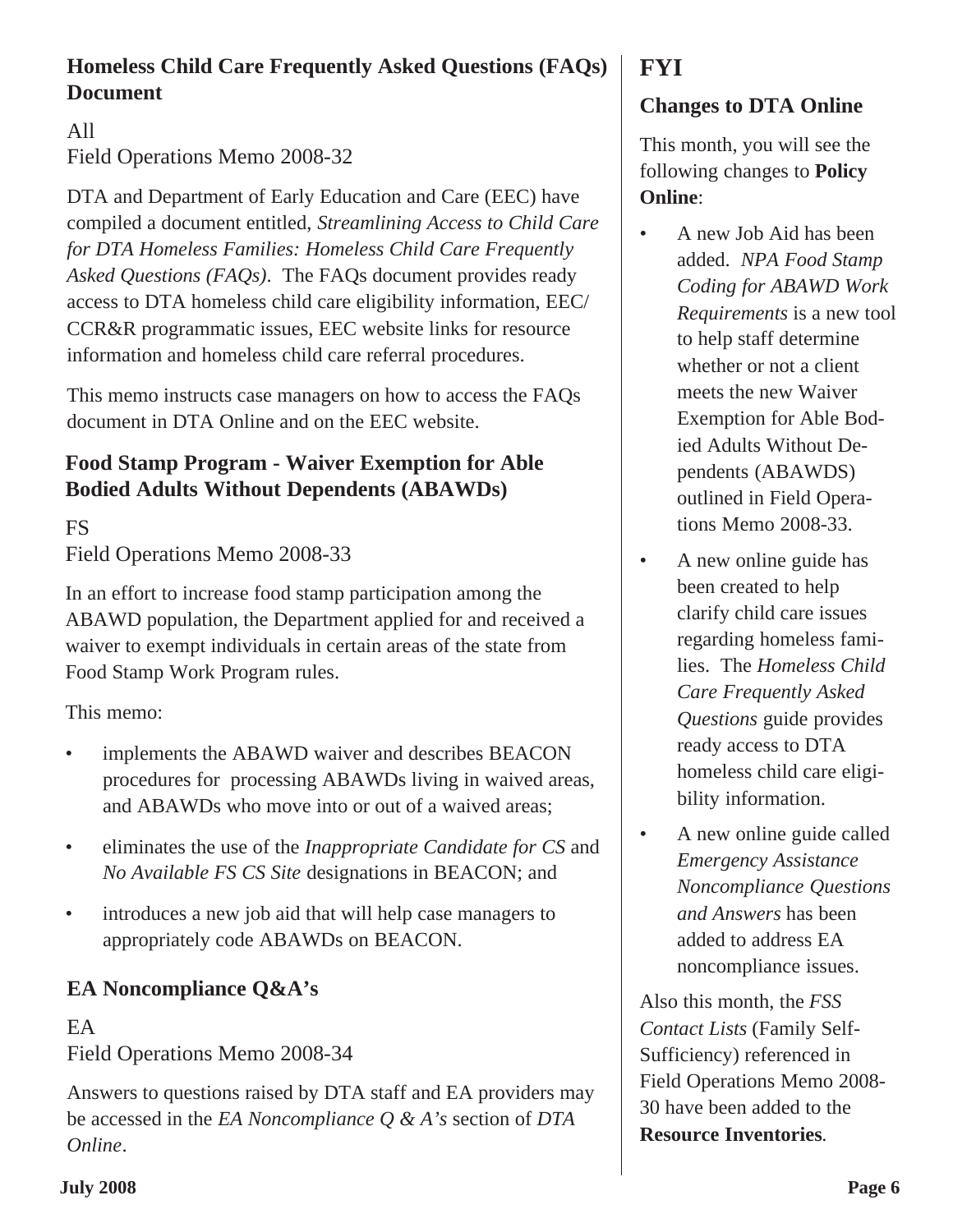## Homeless Child Care Frequently Asked Questions (FAQs) Document

All
Field Operations Memo 2008-32

DTA and Department of Early Education and Care (EEC) have compiled a document entitled, *Streamlining Access to Child Care for DTA Homeless Families: Homeless Child Care Frequently Asked Questions (FAQs)*. The FAQs document provides ready access to DTA homeless child care eligibility information, EEC/CCR&R programmatic issues, EEC website links for resource information and homeless child care referral procedures.

This memo instructs case managers on how to access the FAQs document in DTA Online and on the EEC website.

## Food Stamp Program - Waiver Exemption for Able Bodied Adults Without Dependents (ABAWDs)

FS
Field Operations Memo 2008-33

In an effort to increase food stamp participation among the ABAWD population, the Department applied for and received a waiver to exempt individuals in certain areas of the state from Food Stamp Work Program rules.

This memo:

- implements the ABAWD waiver and describes BEACON procedures for processing ABAWDs living in waived areas, and ABAWDs who move into or out of a waived areas;
- eliminates the use of the *Inappropriate Candidate for CS* and *No Available FS CS Site* designations in BEACON; and
- introduces a new job aid that will help case managers to appropriately code ABAWDs on BEACON.

## EA Noncompliance Q&A's

EA
Field Operations Memo 2008-34

Answers to questions raised by DTA staff and EA providers may be accessed in the *EA Noncompliance Q & A's* section of *DTA Online*.

# FYI

## Changes to DTA Online

This month, you will see the following changes to **Policy Online**:

- A new Job Aid has been added. *NPA Food Stamp Coding for ABAWD Work Requirements* is a new tool to help staff determine whether or not a client meets the new Waiver Exemption for Able Bodied Adults Without Dependents (ABAWDS) outlined in Field Operations Memo 2008-33.
- A new online guide has been created to help clarify child care issues regarding homeless families. The *Homeless Child Care Frequently Asked Questions* guide provides ready access to DTA homeless child care eligibility information.
- A new online guide called *Emergency Assistance Noncompliance Questions and Answers* has been added to address EA noncompliance issues.

Also this month, the *FSS Contact Lists* (Family Self-Sufficiency) referenced in Field Operations Memo 2008-30 have been added to the **Resource Inventories**.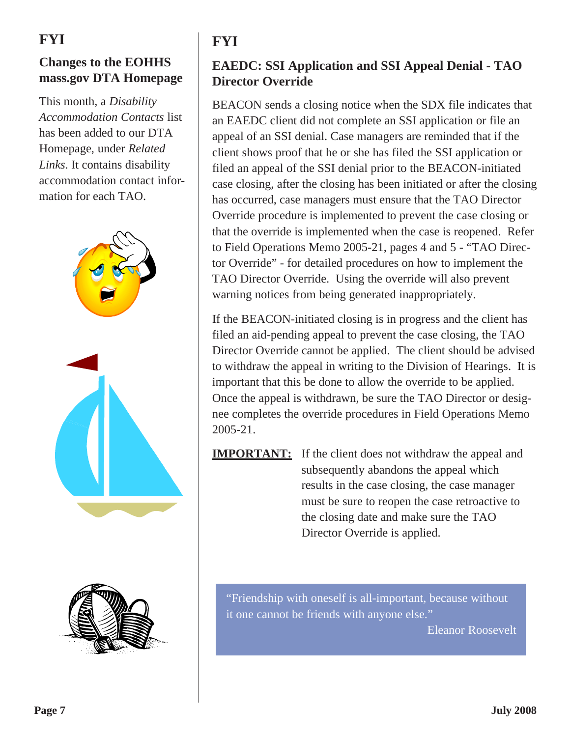# FYI

## Changes to the EOHHS mass.gov DTA Homepage

This month, a *Disability Accommodation Contacts* list has been added to our DTA Homepage, under *Related Links*. It contains disability accommodation contact information for each TAO.

# FYI

## EAEDC: SSI Application and SSI Appeal Denial - TAO Director Override

BEACON sends a closing notice when the SDX file indicates that an EAEDC client did not complete an SSI application or file an appeal of an SSI denial. Case managers are reminded that if the client shows proof that he or she has filed the SSI application or filed an appeal of the SSI denial prior to the BEACON-initiated case closing, after the closing has been initiated or after the closing has occurred, case managers must ensure that the TAO Director Override procedure is implemented to prevent the case closing or that the override is implemented when the case is reopened. Refer to Field Operations Memo 2005-21, pages 4 and 5 - "TAO Director Override" - for detailed procedures on how to implement the TAO Director Override. Using the override will also prevent warning notices from being generated inappropriately.

If the BEACON-initiated closing is in progress and the client has filed an aid-pending appeal to prevent the case closing, the TAO Director Override cannot be applied. The client should be advised to withdraw the appeal in writing to the Division of Hearings. It is important that this be done to allow the override to be applied. Once the appeal is withdrawn, be sure the TAO Director or designee completes the override procedures in Field Operations Memo 2005-21.

**IMPORTANT:** If the client does not withdraw the appeal and subsequently abandons the appeal which results in the case closing, the case manager must be sure to reopen the case retroactive to the closing date and make sure the TAO Director Override is applied.

> "Friendship with oneself is all-important, because without it one cannot be friends with anyone else."
>
> Eleanor Roosevelt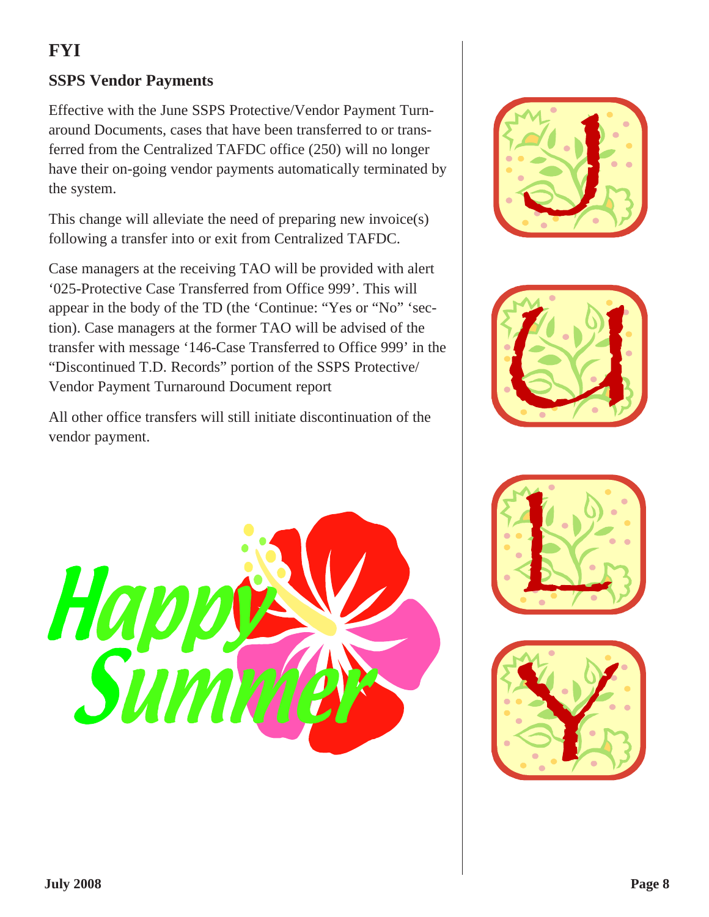# FYI

## SSPS Vendor Payments

Effective with the June SSPS Protective/Vendor Payment Turnaround Documents, cases that have been transferred to or transferred from the Centralized TAFDC office (250) will no longer have their on-going vendor payments automatically terminated by the system.

This change will alleviate the need of preparing new invoice(s) following a transfer into or exit from Centralized TAFDC.

Case managers at the receiving TAO will be provided with alert '025-Protective Case Transferred from Office 999'. This will appear in the body of the TD (the 'Continue: "Yes or "No" 'section). Case managers at the former TAO will be advised of the transfer with message '146-Case Transferred to Office 999' in the "Discontinued T.D. Records" portion of the SSPS Protective/ Vendor Payment Turnaround Document report

All other office transfers will still initiate discontinuation of the vendor payment.

Happy Summer

JULY